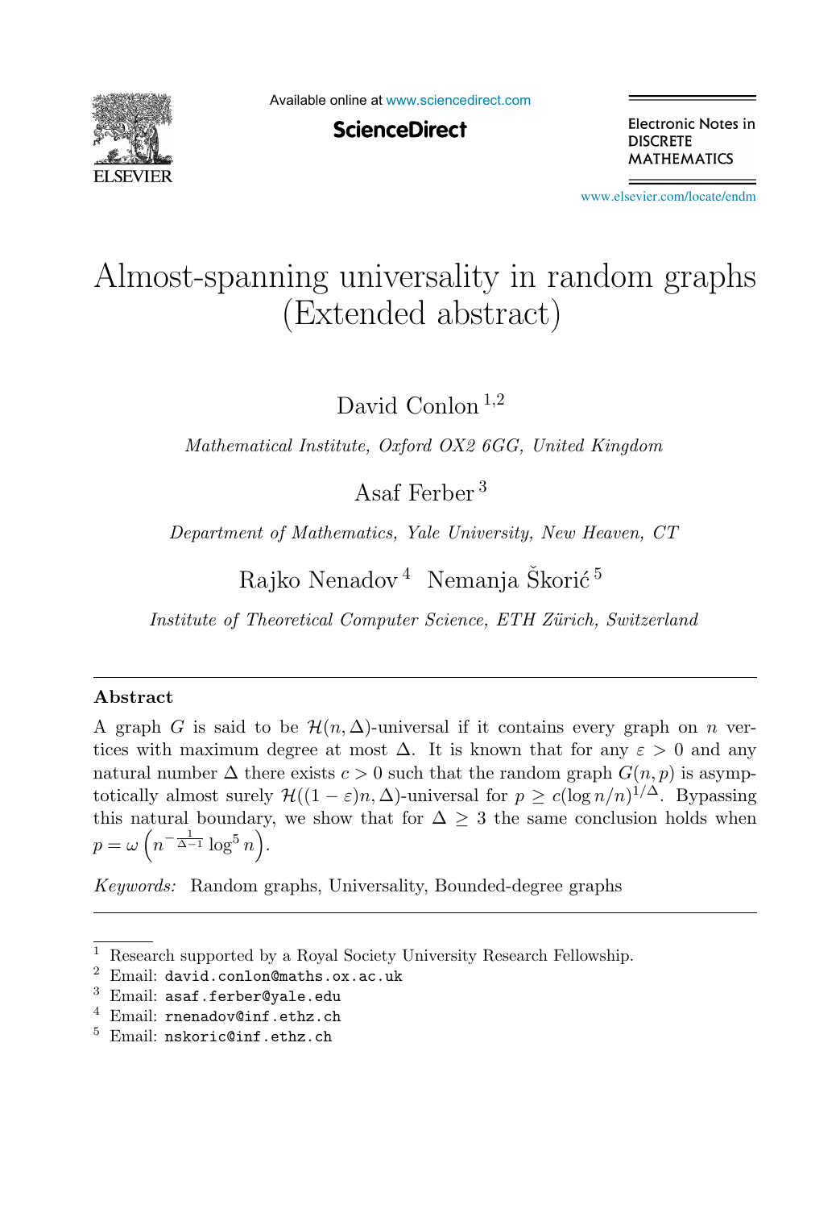# Almost-spanning universality in random graphs (Extended abstract)

David Conlon [1,2]

*Mathematical Institute, Oxford OX2 6GG, United Kingdom*

Asaf Ferber [3]

*Department of Mathematics, Yale University, New Heaven, CT*

Rajko Nenadov [4] Nemanja Škorić [5]

*Institute of Theoretical Computer Science, ETH Zürich, Switzerland*

## Abstract

A graph $G$ is said to be $\mathcal{H}(n, \Delta)$-universal if it contains every graph on $n$ vertices with maximum degree at most $\Delta$. It is known that for any $\varepsilon > 0$ and any natural number $\Delta$ there exists $c > 0$ such that the random graph $G(n, p)$ is asymptotically almost surely $\mathcal{H}((1-\varepsilon)n, \Delta)$-universal for $p \geq c(\log n/n)^{1/\Delta}$. Bypassing this natural boundary, we show that for $\Delta \geq 3$ the same conclusion holds when $p = \omega\left(n^{-\frac{1}{\Delta-1}} \log^5 n\right)$.

*Keywords:* Random graphs, Universality, Bounded-degree graphs

---

[1] Research supported by a Royal Society University Research Fellowship.

[2] Email: `david.conlon@maths.ox.ac.uk`

[3] Email: `asaf.ferber@yale.edu`

[4] Email: `rnenadov@inf.ethz.ch`

[5] Email: `nskoric@inf.ethz.ch`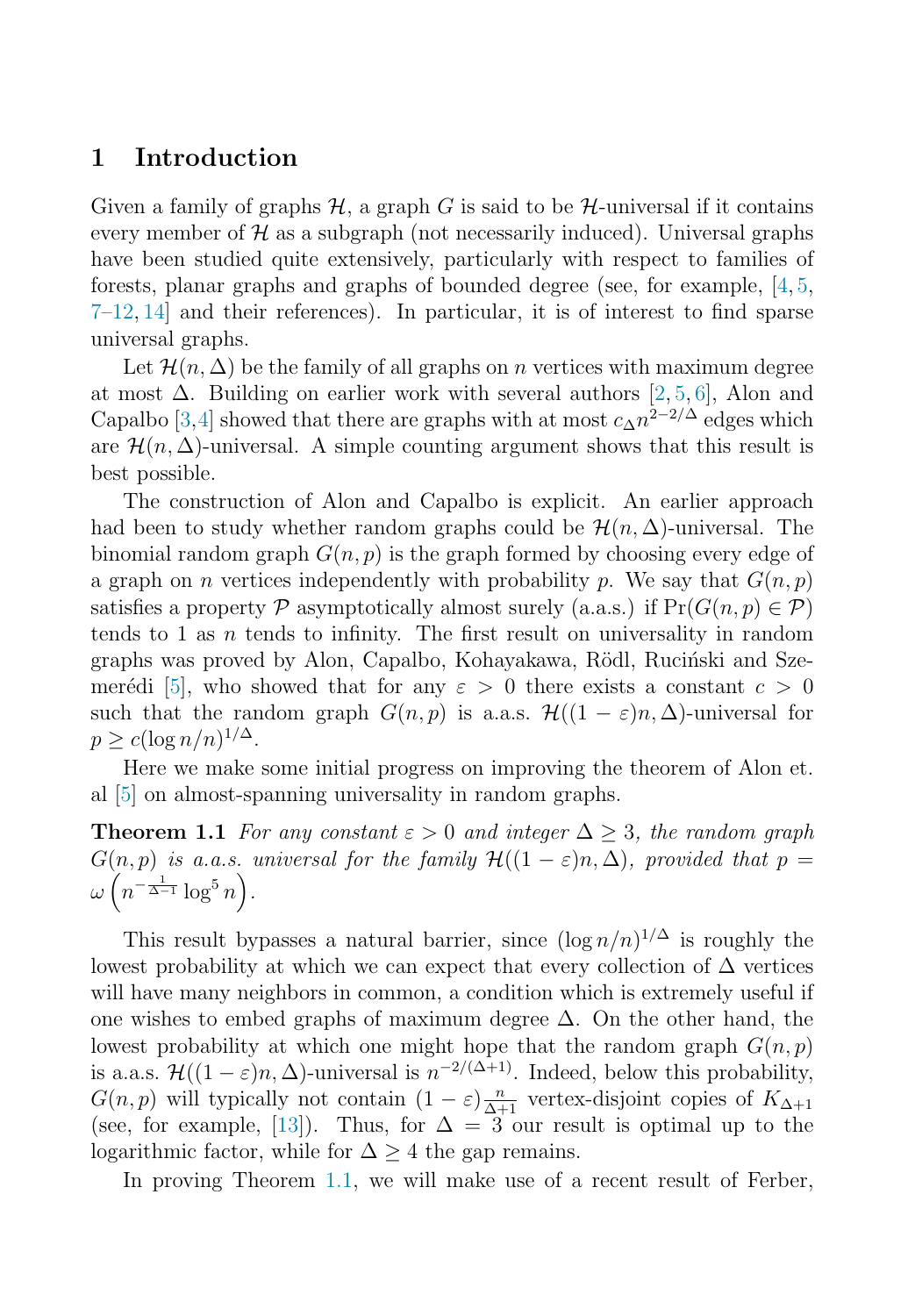## 1 Introduction

Given a family of graphs $\mathcal{H}$, a graph $G$ is said to be $\mathcal{H}$-universal if it contains every member of $\mathcal{H}$ as a subgraph (not necessarily induced). Universal graphs have been studied quite extensively, particularly with respect to families of forests, planar graphs and graphs of bounded degree (see, for example, [4, 5, 7–12, 14] and their references). In particular, it is of interest to find sparse universal graphs.

Let $\mathcal{H}(n, \Delta)$ be the family of all graphs on $n$ vertices with maximum degree at most $\Delta$. Building on earlier work with several authors [2, 5, 6], Alon and Capalbo [3,4] showed that there are graphs with at most $c_\Delta n^{2-2/\Delta}$ edges which are $\mathcal{H}(n, \Delta)$-universal. A simple counting argument shows that this result is best possible.

The construction of Alon and Capalbo is explicit. An earlier approach had been to study whether random graphs could be $\mathcal{H}(n, \Delta)$-universal. The binomial random graph $G(n, p)$ is the graph formed by choosing every edge of a graph on $n$ vertices independently with probability $p$. We say that $G(n, p)$ satisfies a property $\mathcal{P}$ asymptotically almost surely (a.a.s.) if $\Pr(G(n, p) \in \mathcal{P})$ tends to 1 as $n$ tends to infinity. The first result on universality in random graphs was proved by Alon, Capalbo, Kohayakawa, Rödl, Ruciński and Szemerédi [5], who showed that for any $\varepsilon > 0$ there exists a constant $c > 0$ such that the random graph $G(n, p)$ is a.a.s. $\mathcal{H}((1-\varepsilon)n, \Delta)$-universal for $p \geq c(\log n/n)^{1/\Delta}$.

Here we make some initial progress on improving the theorem of Alon et. al [5] on almost-spanning universality in random graphs.

**Theorem 1.1** *For any constant $\varepsilon > 0$ and integer $\Delta \geq 3$, the random graph $G(n, p)$ is a.a.s. universal for the family $\mathcal{H}((1-\varepsilon)n, \Delta)$, provided that $p = \omega\left(n^{-\frac{1}{\Delta-1}} \log^5 n\right)$.*

This result bypasses a natural barrier, since $(\log n/n)^{1/\Delta}$ is roughly the lowest probability at which we can expect that every collection of $\Delta$ vertices will have many neighbors in common, a condition which is extremely useful if one wishes to embed graphs of maximum degree $\Delta$. On the other hand, the lowest probability at which one might hope that the random graph $G(n, p)$ is a.a.s. $\mathcal{H}((1-\varepsilon)n, \Delta)$-universal is $n^{-2/(\Delta+1)}$. Indeed, below this probability, $G(n, p)$ will typically not contain $(1-\varepsilon)\frac{n}{\Delta+1}$ vertex-disjoint copies of $K_{\Delta+1}$ (see, for example, [13]). Thus, for $\Delta = 3$ our result is optimal up to the logarithmic factor, while for $\Delta \geq 4$ the gap remains.

In proving Theorem 1.1, we will make use of a recent result of Ferber,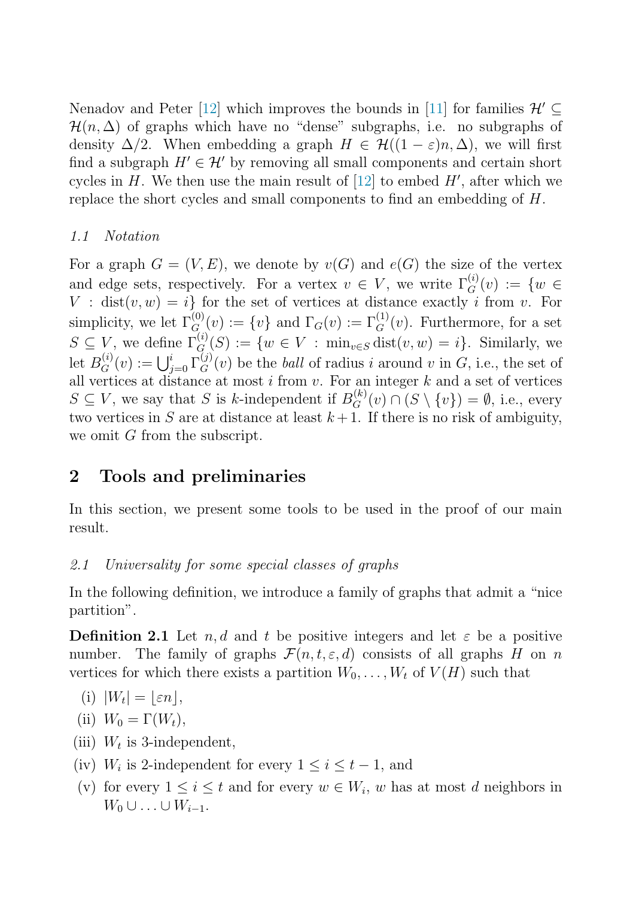Nenadov and Peter [12] which improves the bounds in [11] for families $\mathcal{H}' \subseteq \mathcal{H}(n, \Delta)$ of graphs which have no "dense" subgraphs, i.e. no subgraphs of density $\Delta/2$. When embedding a graph $H \in \mathcal{H}((1-\varepsilon)n, \Delta)$, we will first find a subgraph $H' \in \mathcal{H}'$ by removing all small components and certain short cycles in $H$. We then use the main result of [12] to embed $H'$, after which we replace the short cycles and small components to find an embedding of $H$.

### *1.1 Notation*

For a graph $G = (V, E)$, we denote by $v(G)$ and $e(G)$ the size of the vertex and edge sets, respectively. For a vertex $v \in V$, we write $\Gamma_G^{(i)}(v) := \{w \in V : \operatorname{dist}(v, w) = i\}$ for the set of vertices at distance exactly $i$ from $v$. For simplicity, we let $\Gamma_G^{(0)}(v) := \{v\}$ and $\Gamma_G(v) := \Gamma_G^{(1)}(v)$. Furthermore, for a set $S \subseteq V$, we define $\Gamma_G^{(i)}(S) := \{w \in V : \min_{v \in S} \operatorname{dist}(v, w) = i\}$. Similarly, we let $B_G^{(i)}(v) := \bigcup_{j=0}^{i} \Gamma_G^{(j)}(v)$ be the *ball* of radius $i$ around $v$ in $G$, i.e., the set of all vertices at distance at most $i$ from $v$. For an integer $k$ and a set of vertices $S \subseteq V$, we say that $S$ is $k$-independent if $B_G^{(k)}(v) \cap (S \setminus \{v\}) = \emptyset$, i.e., every two vertices in $S$ are at distance at least $k+1$. If there is no risk of ambiguity, we omit $G$ from the subscript.

## 2 Tools and preliminaries

In this section, we present some tools to be used in the proof of our main result.

### *2.1 Universality for some special classes of graphs*

In the following definition, we introduce a family of graphs that admit a "nice partition".

**Definition 2.1** Let $n, d$ and $t$ be positive integers and let $\varepsilon$ be a positive number. The family of graphs $\mathcal{F}(n, t, \varepsilon, d)$ consists of all graphs $H$ on $n$ vertices for which there exists a partition $W_0, \ldots, W_t$ of $V(H)$ such that

- (i) $|W_t| = \lfloor \varepsilon n \rfloor$,
- (ii) $W_0 = \Gamma(W_t)$,
- (iii) $W_t$ is 3-independent,
- (iv) $W_i$ is 2-independent for every $1 \leq i \leq t-1$, and
- (v) for every $1 \leq i \leq t$ and for every $w \in W_i$, $w$ has at most $d$ neighbors in $W_0 \cup \ldots \cup W_{i-1}$.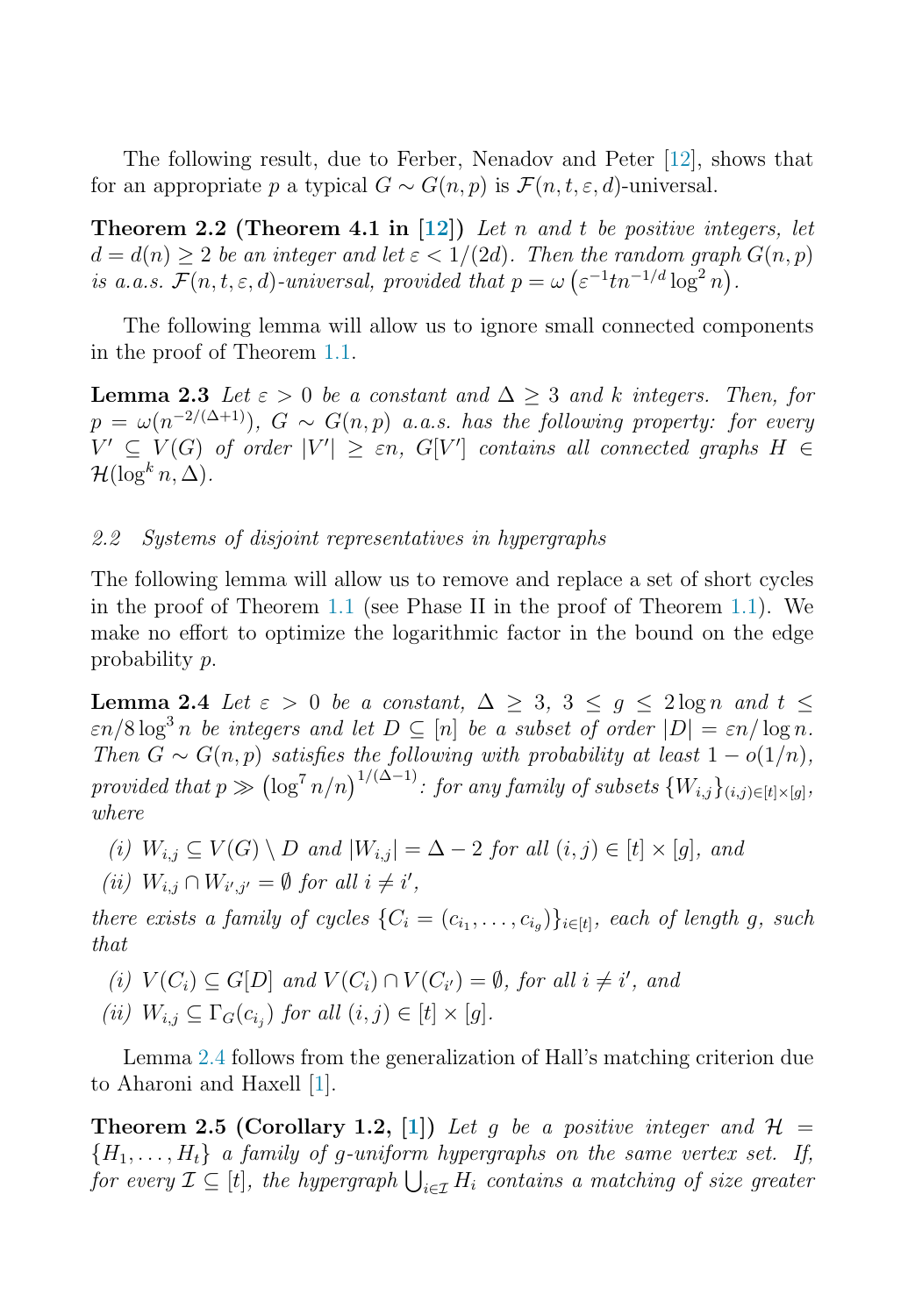The following result, due to Ferber, Nenadov and Peter [12], shows that for an appropriate $p$ a typical $G \sim G(n,p)$ is $\mathcal{F}(n,t,\varepsilon,d)$-universal.

**Theorem 2.2 (Theorem 4.1 in [12])** *Let $n$ and $t$ be positive integers, let $d = d(n) \geq 2$ be an integer and let $\varepsilon < 1/(2d)$. Then the random graph $G(n,p)$ is a.a.s. $\mathcal{F}(n,t,\varepsilon,d)$-universal, provided that $p = \omega\left(\varepsilon^{-1} t n^{-1/d} \log^2 n\right)$.*

The following lemma will allow us to ignore small connected components in the proof of Theorem 1.1.

**Lemma 2.3** *Let $\varepsilon > 0$ be a constant and $\Delta \geq 3$ and $k$ integers. Then, for $p = \omega(n^{-2/(\Delta+1)})$, $G \sim G(n,p)$ a.a.s. has the following property: for every $V' \subseteq V(G)$ of order $|V'| \geq \varepsilon n$, $G[V']$ contains all connected graphs $H \in \mathcal{H}(\log^k n, \Delta)$.*

### 2.2 Systems of disjoint representatives in hypergraphs

The following lemma will allow us to remove and replace a set of short cycles in the proof of Theorem 1.1 (see Phase II in the proof of Theorem 1.1). We make no effort to optimize the logarithmic factor in the bound on the edge probability $p$.

**Lemma 2.4** *Let $\varepsilon > 0$ be a constant, $\Delta \geq 3$, $3 \leq g \leq 2\log n$ and $t \leq \varepsilon n / 8 \log^3 n$ be integers and let $D \subseteq [n]$ be a subset of order $|D| = \varepsilon n / \log n$. Then $G \sim G(n,p)$ satisfies the following with probability at least $1 - o(1/n)$, provided that $p \gg \left(\log^7 n / n\right)^{1/(\Delta-1)}$: for any family of subsets $\{W_{i,j}\}_{(i,j)\in[t]\times[g]}$, where*

*(i) $W_{i,j} \subseteq V(G) \setminus D$ and $|W_{i,j}| = \Delta - 2$ for all $(i,j) \in [t] \times [g]$, and*

*(ii) $W_{i,j} \cap W_{i',j'} = \emptyset$ for all $i \neq i'$,*

*there exists a family of cycles $\{C_i = (c_{i_1}, \ldots, c_{i_g})\}_{i\in[t]}$, each of length $g$, such that*

*(i) $V(C_i) \subseteq G[D]$ and $V(C_i) \cap V(C_{i'}) = \emptyset$, for all $i \neq i'$, and*

*(ii) $W_{i,j} \subseteq \Gamma_G(c_{i_j})$ for all $(i,j) \in [t] \times [g]$.*

Lemma 2.4 follows from the generalization of Hall's matching criterion due to Aharoni and Haxell [1].

**Theorem 2.5 (Corollary 1.2, [1])** *Let $g$ be a positive integer and $\mathcal{H} = \{H_1, \ldots, H_t\}$ a family of $g$-uniform hypergraphs on the same vertex set. If, for every $\mathcal{I} \subseteq [t]$, the hypergraph $\bigcup_{i\in\mathcal{I}} H_i$ contains a matching of size greater*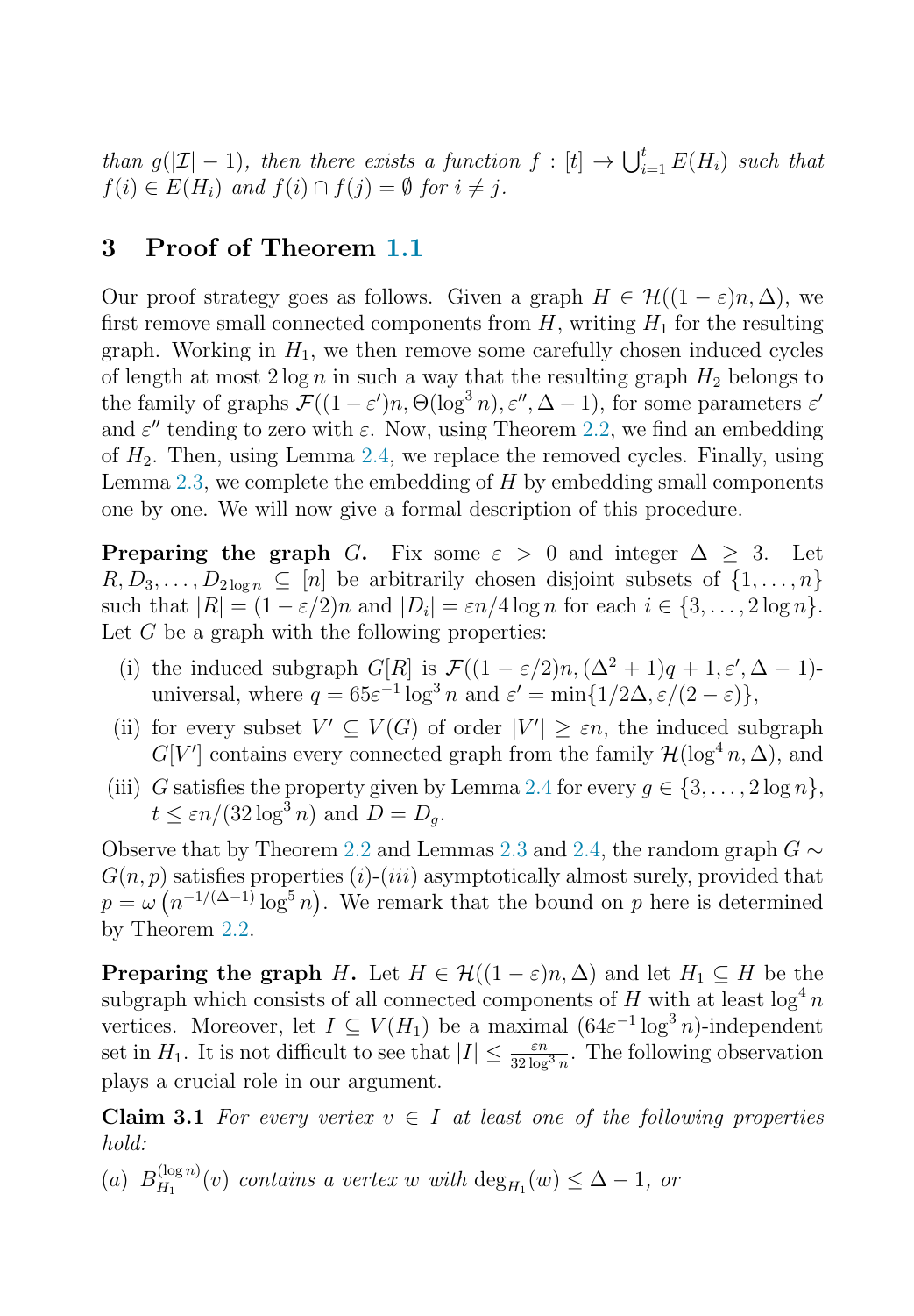*than $g(|\mathcal{I}| - 1)$, then there exists a function $f : [t] \to \bigcup_{i=1}^{t} E(H_i)$ such that $f(i) \in E(H_i)$ and $f(i) \cap f(j) = \emptyset$ for $i \neq j$.*

## 3 Proof of Theorem 1.1

Our proof strategy goes as follows. Given a graph $H \in \mathcal{H}((1-\varepsilon)n, \Delta)$, we first remove small connected components from $H$, writing $H_1$ for the resulting graph. Working in $H_1$, we then remove some carefully chosen induced cycles of length at most $2\log n$ in such a way that the resulting graph $H_2$ belongs to the family of graphs $\mathcal{F}((1-\varepsilon')n, \Theta(\log^3 n), \varepsilon'', \Delta - 1)$, for some parameters $\varepsilon'$ and $\varepsilon''$ tending to zero with $\varepsilon$. Now, using Theorem 2.2, we find an embedding of $H_2$. Then, using Lemma 2.4, we replace the removed cycles. Finally, using Lemma 2.3, we complete the embedding of $H$ by embedding small components one by one. We will now give a formal description of this procedure.

**Preparing the graph $G$.** Fix some $\varepsilon > 0$ and integer $\Delta \geq 3$. Let $R, D_3, \ldots, D_{2\log n} \subseteq [n]$ be arbitrarily chosen disjoint subsets of $\{1, \ldots, n\}$ such that $|R| = (1-\varepsilon/2)n$ and $|D_i| = \varepsilon n/4\log n$ for each $i \in \{3, \ldots, 2\log n\}$. Let $G$ be a graph with the following properties:

(i) the induced subgraph $G[R]$ is $\mathcal{F}((1-\varepsilon/2)n, (\Delta^2+1)q+1, \varepsilon', \Delta-1)$-universal, where $q = 65\varepsilon^{-1}\log^3 n$ and $\varepsilon' = \min\{1/2\Delta, \varepsilon/(2-\varepsilon)\}$,

(ii) for every subset $V' \subseteq V(G)$ of order $|V'| \geq \varepsilon n$, the induced subgraph $G[V']$ contains every connected graph from the family $\mathcal{H}(\log^4 n, \Delta)$, and

(iii) $G$ satisfies the property given by Lemma 2.4 for every $g \in \{3, \ldots, 2\log n\}$, $t \leq \varepsilon n/(32\log^3 n)$ and $D = D_g$.

Observe that by Theorem 2.2 and Lemmas 2.3 and 2.4, the random graph $G \sim G(n,p)$ satisfies properties $(i)$-$(iii)$ asymptotically almost surely, provided that $p = \omega\left(n^{-1/(\Delta-1)}\log^5 n\right)$. We remark that the bound on $p$ here is determined by Theorem 2.2.

**Preparing the graph $H$.** Let $H \in \mathcal{H}((1-\varepsilon)n, \Delta)$ and let $H_1 \subseteq H$ be the subgraph which consists of all connected components of $H$ with at least $\log^4 n$ vertices. Moreover, let $I \subseteq V(H_1)$ be a maximal $(64\varepsilon^{-1}\log^3 n)$-independent set in $H_1$. It is not difficult to see that $|I| \leq \frac{\varepsilon n}{32\log^3 n}$. The following observation plays a crucial role in our argument.

**Claim 3.1** *For every vertex $v \in I$ at least one of the following properties hold:*

*(a) $B_{H_1}^{(\log n)}(v)$ contains a vertex $w$ with $\deg_{H_1}(w) \leq \Delta - 1$, or*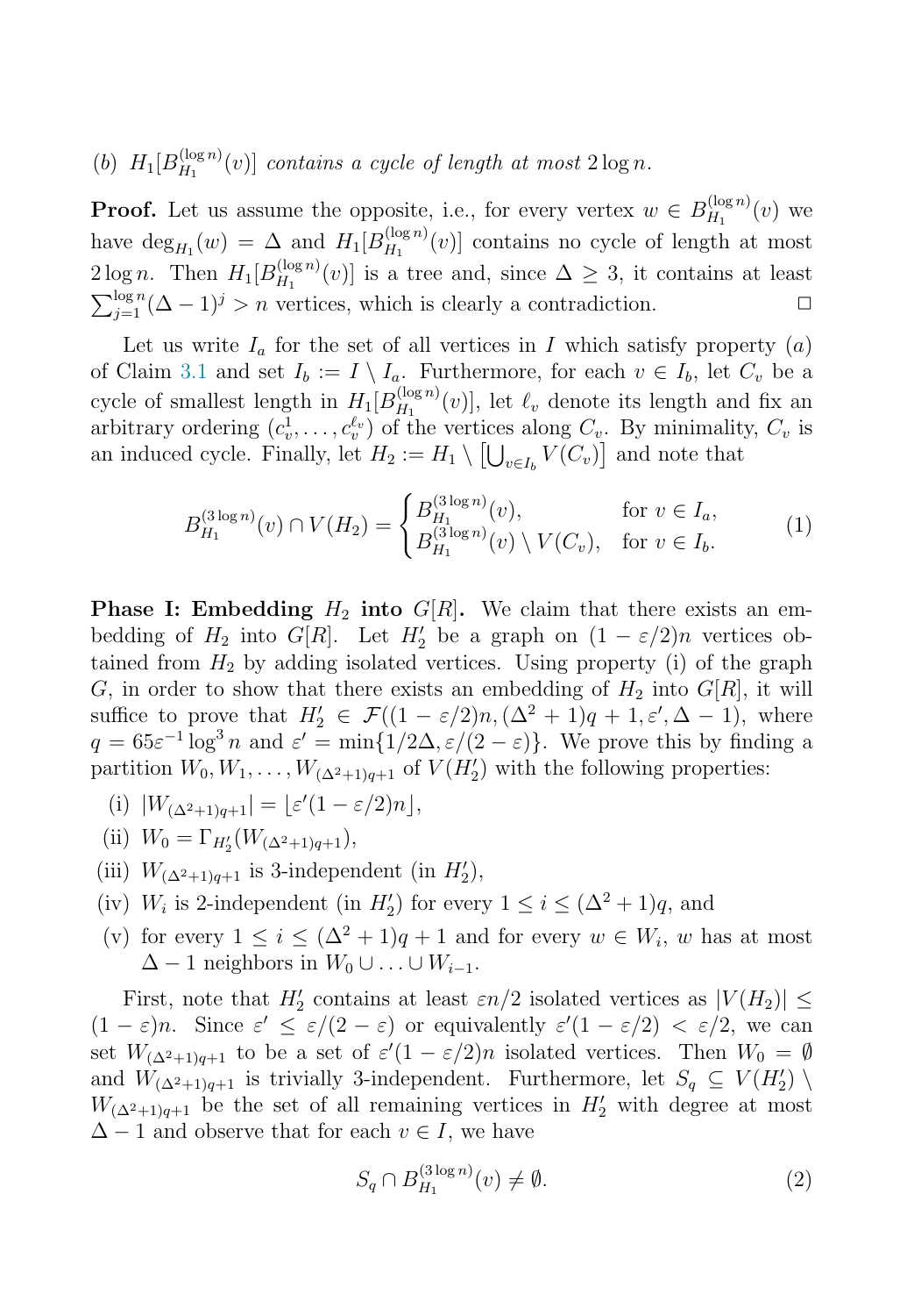*(b)* $H_1[B^{(\log n)}_{H_1}(v)]$ *contains a cycle of length at most* $2\log n$.

**Proof.** Let us assume the opposite, i.e., for every vertex $w \in B^{(\log n)}_{H_1}(v)$ we have $\deg_{H_1}(w) = \Delta$ and $H_1[B^{(\log n)}_{H_1}(v)]$ contains no cycle of length at most $2\log n$. Then $H_1[B^{(\log n)}_{H_1}(v)]$ is a tree and, since $\Delta \geq 3$, it contains at least $\sum_{j=1}^{\log n}(\Delta-1)^j > n$ vertices, which is clearly a contradiction. □

Let us write $I_a$ for the set of all vertices in $I$ which satisfy property $(a)$ of Claim 3.1 and set $I_b := I \setminus I_a$. Furthermore, for each $v \in I_b$, let $C_v$ be a cycle of smallest length in $H_1[B^{(\log n)}_{H_1}(v)]$, let $\ell_v$ denote its length and fix an arbitrary ordering $(c_v^1, \ldots, c_v^{\ell_v})$ of the vertices along $C_v$. By minimality, $C_v$ is an induced cycle. Finally, let $H_2 := H_1 \setminus \left[\bigcup_{v\in I_b} V(C_v)\right]$ and note that

$$B^{(3\log n)}_{H_1}(v) \cap V(H_2) = \begin{cases} B^{(3\log n)}_{H_1}(v), & \text{for } v \in I_a, \\ B^{(3\log n)}_{H_1}(v) \setminus V(C_v), & \text{for } v \in I_b. \end{cases} \tag{1}$$

**Phase I: Embedding $H_2$ into $G[R]$.** We claim that there exists an embedding of $H_2$ into $G[R]$. Let $H_2'$ be a graph on $(1-\varepsilon/2)n$ vertices obtained from $H_2$ by adding isolated vertices. Using property (i) of the graph $G$, in order to show that there exists an embedding of $H_2$ into $G[R]$, it will suffice to prove that $H_2' \in \mathcal{F}((1-\varepsilon/2)n, (\Delta^2+1)q+1, \varepsilon', \Delta-1)$, where $q = 65\varepsilon^{-1}\log^3 n$ and $\varepsilon' = \min\{1/2\Delta, \varepsilon/(2-\varepsilon)\}$. We prove this by finding a partition $W_0, W_1, \ldots, W_{(\Delta^2+1)q+1}$ of $V(H_2')$ with the following properties:

- (i) $|W_{(\Delta^2+1)q+1}| = \lfloor \varepsilon'(1-\varepsilon/2)n \rfloor$,
- (ii) $W_0 = \Gamma_{H_2'}(W_{(\Delta^2+1)q+1})$,
- (iii) $W_{(\Delta^2+1)q+1}$ is 3-independent (in $H_2'$),
- (iv) $W_i$ is 2-independent (in $H_2'$) for every $1 \leq i \leq (\Delta^2+1)q$, and
- (v) for every $1 \leq i \leq (\Delta^2+1)q+1$ and for every $w \in W_i$, $w$ has at most $\Delta-1$ neighbors in $W_0 \cup \ldots \cup W_{i-1}$.

First, note that $H_2'$ contains at least $\varepsilon n/2$ isolated vertices as $|V(H_2)| \leq (1-\varepsilon)n$. Since $\varepsilon' \leq \varepsilon/(2-\varepsilon)$ or equivalently $\varepsilon'(1-\varepsilon/2) < \varepsilon/2$, we can set $W_{(\Delta^2+1)q+1}$ to be a set of $\varepsilon'(1-\varepsilon/2)n$ isolated vertices. Then $W_0 = \emptyset$ and $W_{(\Delta^2+1)q+1}$ is trivially 3-independent. Furthermore, let $S_q \subseteq V(H_2') \setminus W_{(\Delta^2+1)q+1}$ be the set of all remaining vertices in $H_2'$ with degree at most $\Delta-1$ and observe that for each $v \in I$, we have

$$S_q \cap B^{(3\log n)}_{H_1}(v) \neq \emptyset. \tag{2}$$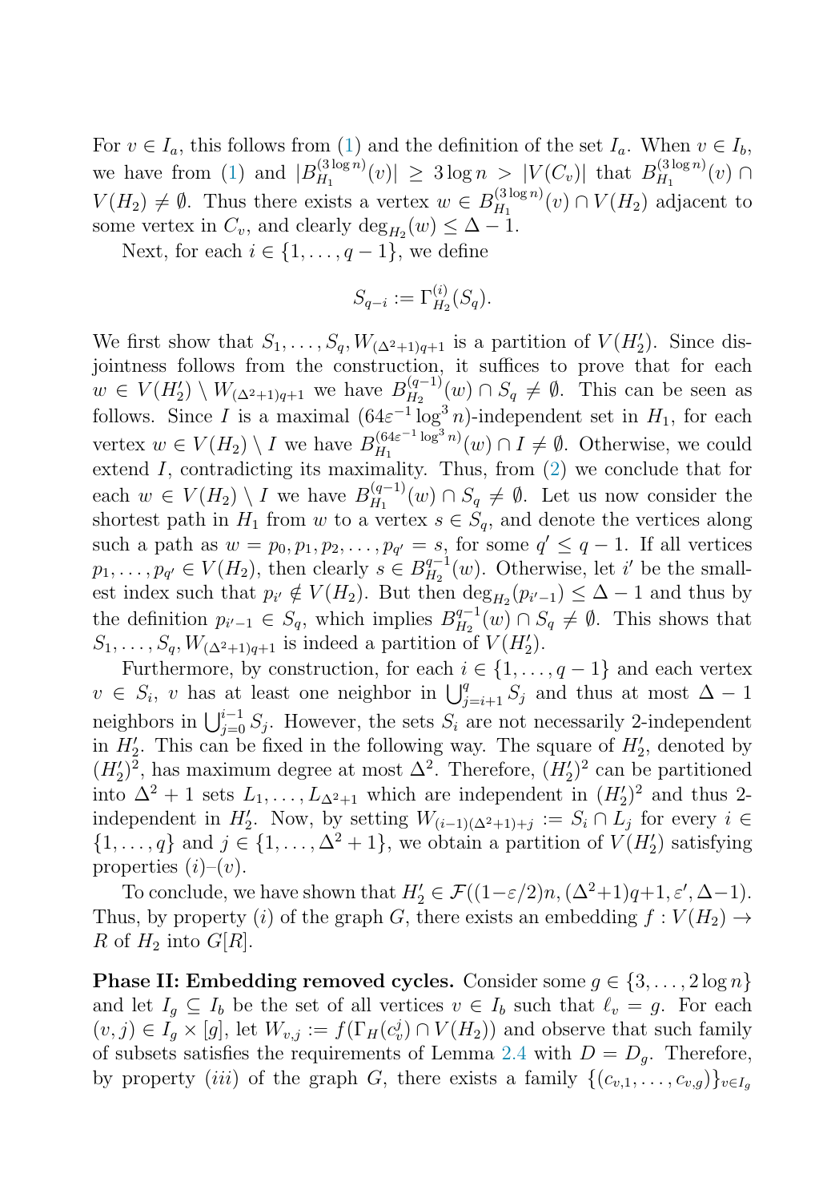For $v \in I_a$, this follows from (1) and the definition of the set $I_a$. When $v \in I_b$, we have from (1) and $|B^{(3\log n)}_{H_1}(v)| \geq 3\log n > |V(C_v)|$ that $B^{(3\log n)}_{H_1}(v) \cap V(H_2) \neq \emptyset$. Thus there exists a vertex $w \in B^{(3\log n)}_{H_1}(v) \cap V(H_2)$ adjacent to some vertex in $C_v$, and clearly $\deg_{H_2}(w) \leq \Delta - 1$.

Next, for each $i \in \{1, \ldots, q-1\}$, we define

$$S_{q-i} := \Gamma^{(i)}_{H_2}(S_q).$$

We first show that $S_1, \ldots, S_q, W_{(\Delta^2+1)q+1}$ is a partition of $V(H_2')$. Since disjointness follows from the construction, it suffices to prove that for each $w \in V(H_2') \setminus W_{(\Delta^2+1)q+1}$ we have $B^{(q-1)}_{H_2}(w) \cap S_q \neq \emptyset$. This can be seen as follows. Since $I$ is a maximal $(64\varepsilon^{-1}\log^3 n)$-independent set in $H_1$, for each vertex $w \in V(H_2) \setminus I$ we have $B^{(64\varepsilon^{-1}\log^3 n)}_{H_1}(w) \cap I \neq \emptyset$. Otherwise, we could extend $I$, contradicting its maximality. Thus, from (2) we conclude that for each $w \in V(H_2) \setminus I$ we have $B^{(q-1)}_{H_1}(w) \cap S_q \neq \emptyset$. Let us now consider the shortest path in $H_1$ from $w$ to a vertex $s \in S_q$, and denote the vertices along such a path as $w = p_0, p_1, p_2, \ldots, p_{q'} = s$, for some $q' \leq q-1$. If all vertices $p_1, \ldots, p_{q'} \in V(H_2)$, then clearly $s \in B^{q-1}_{H_2}(w)$. Otherwise, let $i'$ be the smallest index such that $p_{i'} \notin V(H_2)$. But then $\deg_{H_2}(p_{i'-1}) \leq \Delta - 1$ and thus by the definition $p_{i'-1} \in S_q$, which implies $B^{q-1}_{H_2}(w) \cap S_q \neq \emptyset$. This shows that $S_1, \ldots, S_q, W_{(\Delta^2+1)q+1}$ is indeed a partition of $V(H_2')$.

Furthermore, by construction, for each $i \in \{1, \ldots, q-1\}$ and each vertex $v \in S_i$, $v$ has at least one neighbor in $\bigcup_{j=i+1}^{q} S_j$ and thus at most $\Delta - 1$ neighbors in $\bigcup_{j=0}^{i-1} S_j$. However, the sets $S_i$ are not necessarily 2-independent in $H_2'$. This can be fixed in the following way. The square of $H_2'$, denoted by $(H_2')^2$, has maximum degree at most $\Delta^2$. Therefore, $(H_2')^2$ can be partitioned into $\Delta^2 + 1$ sets $L_1, \ldots, L_{\Delta^2+1}$ which are independent in $(H_2')^2$ and thus 2-independent in $H_2'$. Now, by setting $W_{(i-1)(\Delta^2+1)+j} := S_i \cap L_j$ for every $i \in \{1, \ldots, q\}$ and $j \in \{1, \ldots, \Delta^2+1\}$, we obtain a partition of $V(H_2')$ satisfying properties $(i)$–$(v)$.

To conclude, we have shown that $H_2' \in \mathcal{F}((1-\varepsilon/2)n, (\Delta^2+1)q+1, \varepsilon', \Delta-1)$. Thus, by property $(i)$ of the graph $G$, there exists an embedding $f : V(H_2) \to R$ of $H_2$ into $G[R]$.

**Phase II: Embedding removed cycles.** Consider some $g \in \{3, \ldots, 2\log n\}$ and let $I_g \subseteq I_b$ be the set of all vertices $v \in I_b$ such that $\ell_v = g$. For each $(v, j) \in I_g \times [g]$, let $W_{v,j} := f(\Gamma_H(c_v^j) \cap V(H_2))$ and observe that such family of subsets satisfies the requirements of Lemma 2.4 with $D = D_g$. Therefore, by property $(iii)$ of the graph $G$, there exists a family $\{(c_{v,1}, \ldots, c_{v,g})\}_{v \in I_g}$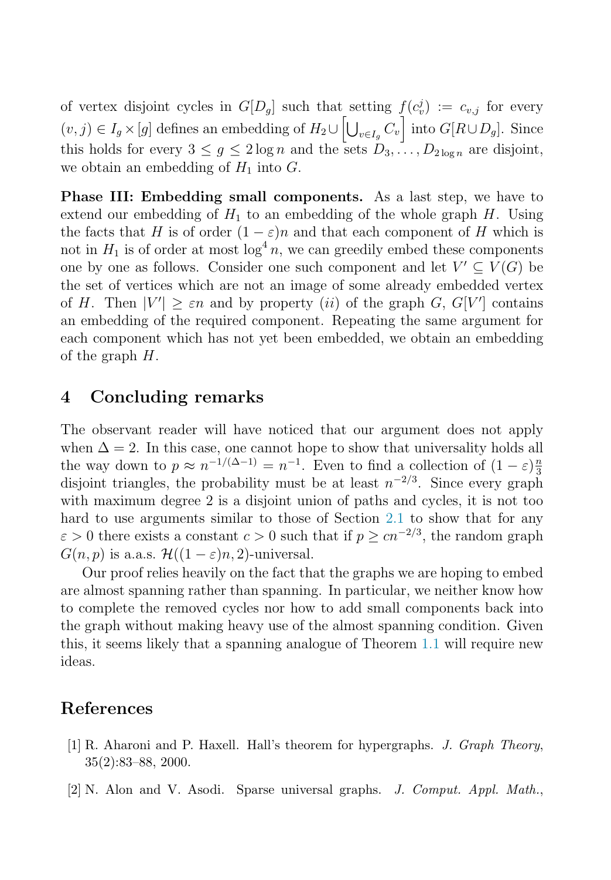of vertex disjoint cycles in $G[D_g]$ such that setting $f(c_v^j) := c_{v,j}$ for every $(v,j) \in I_g \times [g]$ defines an embedding of $H_2 \cup \left[\bigcup_{v \in I_g} C_v\right]$ into $G[R \cup D_g]$. Since this holds for every $3 \leq g \leq 2\log n$ and the sets $D_3, \ldots, D_{2\log n}$ are disjoint, we obtain an embedding of $H_1$ into $G$.

**Phase III: Embedding small components.** As a last step, we have to extend our embedding of $H_1$ to an embedding of the whole graph $H$. Using the facts that $H$ is of order $(1-\varepsilon)n$ and that each component of $H$ which is not in $H_1$ is of order at most $\log^4 n$, we can greedily embed these components one by one as follows. Consider one such component and let $V' \subseteq V(G)$ be the set of vertices which are not an image of some already embedded vertex of $H$. Then $|V'| \geq \varepsilon n$ and by property $(ii)$ of the graph $G$, $G[V']$ contains an embedding of the required component. Repeating the same argument for each component which has not yet been embedded, we obtain an embedding of the graph $H$.

## 4 Concluding remarks

The observant reader will have noticed that our argument does not apply when $\Delta = 2$. In this case, one cannot hope to show that universality holds all the way down to $p \approx n^{-1/(\Delta-1)} = n^{-1}$. Even to find a collection of $(1-\varepsilon)\frac{n}{3}$ disjoint triangles, the probability must be at least $n^{-2/3}$. Since every graph with maximum degree 2 is a disjoint union of paths and cycles, it is not too hard to use arguments similar to those of Section 2.1 to show that for any $\varepsilon > 0$ there exists a constant $c > 0$ such that if $p \geq cn^{-2/3}$, the random graph $G(n,p)$ is a.a.s. $\mathcal{H}((1-\varepsilon)n, 2)$-universal.

Our proof relies heavily on the fact that the graphs we are hoping to embed are almost spanning rather than spanning. In particular, we neither know how to complete the removed cycles nor how to add small components back into the graph without making heavy use of the almost spanning condition. Given this, it seems likely that a spanning analogue of Theorem 1.1 will require new ideas.

## References

[1] R. Aharoni and P. Haxell. Hall's theorem for hypergraphs. *J. Graph Theory*, 35(2):83–88, 2000.

[2] N. Alon and V. Asodi. Sparse universal graphs. *J. Comput. Appl. Math.*,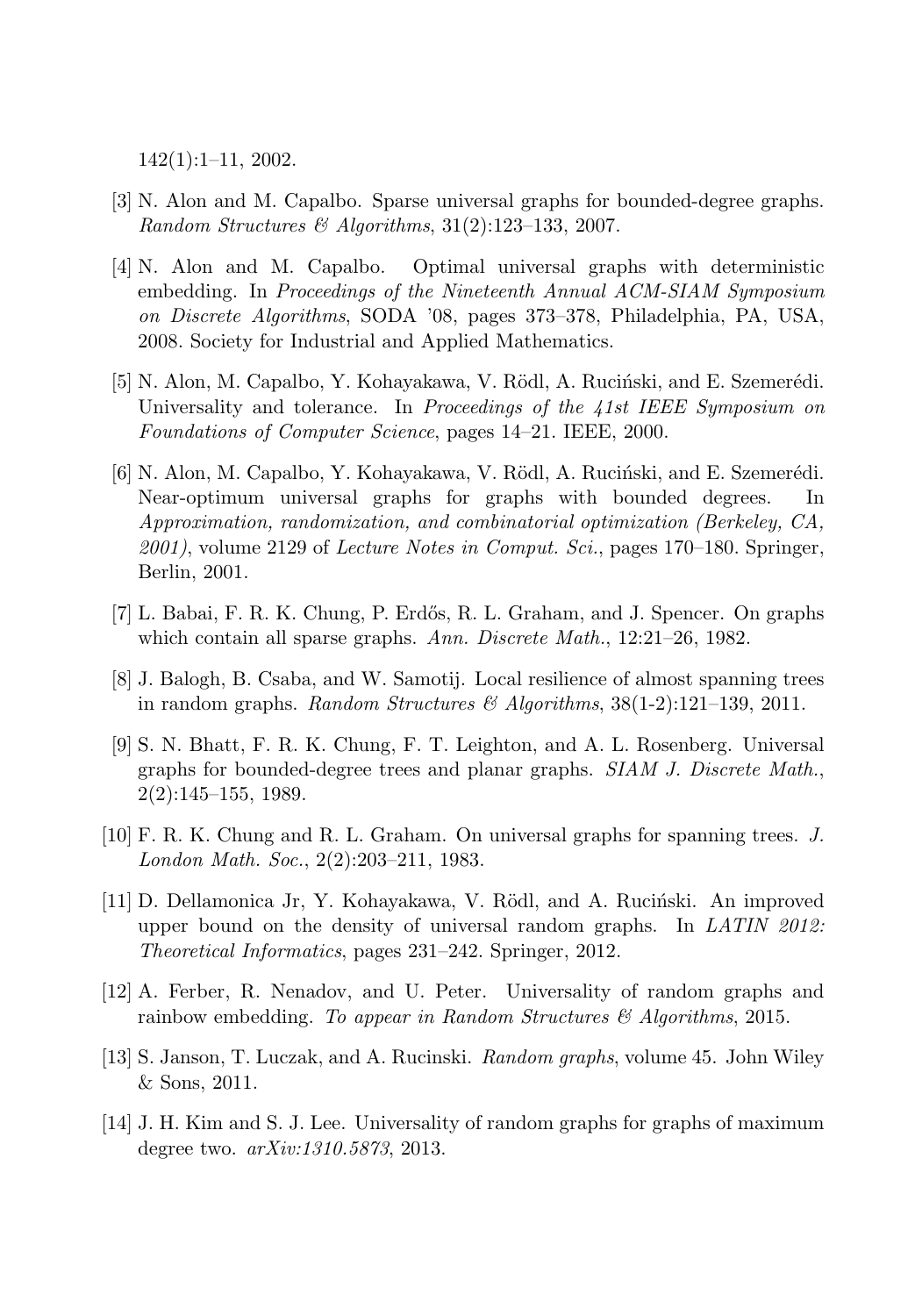142(1):1–11, 2002.

[3] N. Alon and M. Capalbo. Sparse universal graphs for bounded-degree graphs. *Random Structures & Algorithms*, 31(2):123–133, 2007.

[4] N. Alon and M. Capalbo. Optimal universal graphs with deterministic embedding. In *Proceedings of the Nineteenth Annual ACM-SIAM Symposium on Discrete Algorithms*, SODA '08, pages 373–378, Philadelphia, PA, USA, 2008. Society for Industrial and Applied Mathematics.

[5] N. Alon, M. Capalbo, Y. Kohayakawa, V. Rödl, A. Ruciński, and E. Szemerédi. Universality and tolerance. In *Proceedings of the 41st IEEE Symposium on Foundations of Computer Science*, pages 14–21. IEEE, 2000.

[6] N. Alon, M. Capalbo, Y. Kohayakawa, V. Rödl, A. Ruciński, and E. Szemerédi. Near-optimum universal graphs for graphs with bounded degrees. In *Approximation, randomization, and combinatorial optimization (Berkeley, CA, 2001)*, volume 2129 of *Lecture Notes in Comput. Sci.*, pages 170–180. Springer, Berlin, 2001.

[7] L. Babai, F. R. K. Chung, P. Erdős, R. L. Graham, and J. Spencer. On graphs which contain all sparse graphs. *Ann. Discrete Math.*, 12:21–26, 1982.

[8] J. Balogh, B. Csaba, and W. Samotij. Local resilience of almost spanning trees in random graphs. *Random Structures & Algorithms*, 38(1-2):121–139, 2011.

[9] S. N. Bhatt, F. R. K. Chung, F. T. Leighton, and A. L. Rosenberg. Universal graphs for bounded-degree trees and planar graphs. *SIAM J. Discrete Math.*, 2(2):145–155, 1989.

[10] F. R. K. Chung and R. L. Graham. On universal graphs for spanning trees. *J. London Math. Soc.*, 2(2):203–211, 1983.

[11] D. Dellamonica Jr, Y. Kohayakawa, V. Rödl, and A. Ruciński. An improved upper bound on the density of universal random graphs. In *LATIN 2012: Theoretical Informatics*, pages 231–242. Springer, 2012.

[12] A. Ferber, R. Nenadov, and U. Peter. Universality of random graphs and rainbow embedding. *To appear in Random Structures & Algorithms*, 2015.

[13] S. Janson, T. Luczak, and A. Rucinski. *Random graphs*, volume 45. John Wiley & Sons, 2011.

[14] J. H. Kim and S. J. Lee. Universality of random graphs for graphs of maximum degree two. *arXiv:1310.5873*, 2013.